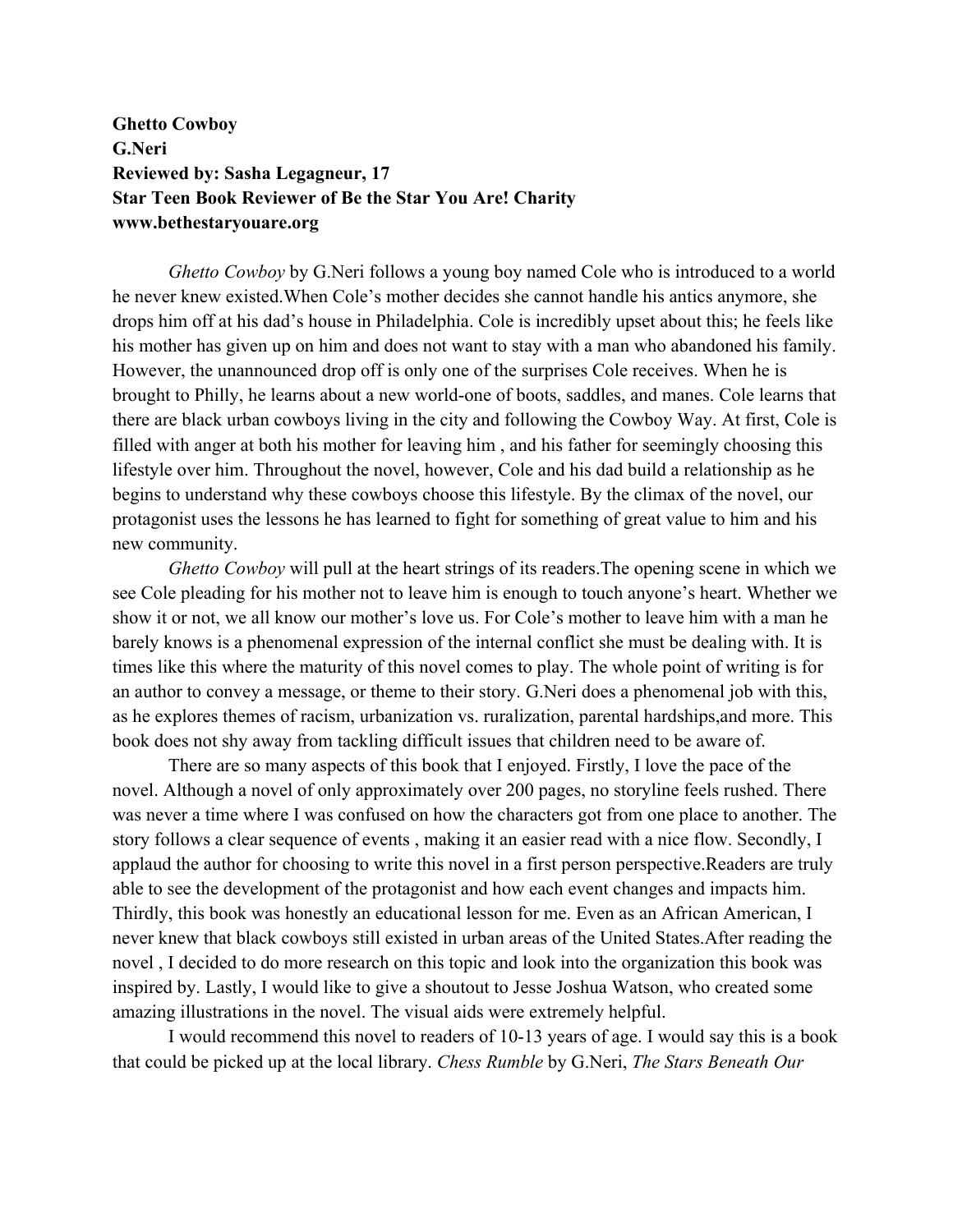**Ghetto Cowboy**
**G.Neri**
**Reviewed by: Sasha Legagneur, 17**
**Star Teen Book Reviewer of Be the Star You Are! Charity**
**www.bethestaryouare.org**

*Ghetto Cowboy* by G.Neri follows a young boy named Cole who is introduced to a world he never knew existed.When Cole's mother decides she cannot handle his antics anymore, she drops him off at his dad's house in Philadelphia. Cole is incredibly upset about this; he feels like his mother has given up on him and does not want to stay with a man who abandoned his family. However, the unannounced drop off is only one of the surprises Cole receives. When he is brought to Philly, he learns about a new world-one of boots, saddles, and manes. Cole learns that there are black urban cowboys living in the city and following the Cowboy Way. At first, Cole is filled with anger at both his mother for leaving him , and his father for seemingly choosing this lifestyle over him. Throughout the novel, however, Cole and his dad build a relationship as he begins to understand why these cowboys choose this lifestyle. By the climax of the novel, our protagonist uses the lessons he has learned to fight for something of great value to him and his new community.

*Ghetto Cowboy* will pull at the heart strings of its readers.The opening scene in which we see Cole pleading for his mother not to leave him is enough to touch anyone's heart. Whether we show it or not, we all know our mother's love us. For Cole's mother to leave him with a man he barely knows is a phenomenal expression of the internal conflict she must be dealing with. It is times like this where the maturity of this novel comes to play. The whole point of writing is for an author to convey a message, or theme to their story. G.Neri does a phenomenal job with this, as he explores themes of racism, urbanization vs. ruralization, parental hardships,and more. This book does not shy away from tackling difficult issues that children need to be aware of.

There are so many aspects of this book that I enjoyed. Firstly, I love the pace of the novel. Although a novel of only approximately over 200 pages, no storyline feels rushed. There was never a time where I was confused on how the characters got from one place to another. The story follows a clear sequence of events , making it an easier read with a nice flow. Secondly, I applaud the author for choosing to write this novel in a first person perspective.Readers are truly able to see the development of the protagonist and how each event changes and impacts him. Thirdly, this book was honestly an educational lesson for me. Even as an African American, I never knew that black cowboys still existed in urban areas of the United States.After reading the novel , I decided to do more research on this topic and look into the organization this book was inspired by. Lastly, I would like to give a shoutout to Jesse Joshua Watson, who created some amazing illustrations in the novel. The visual aids were extremely helpful.

I would recommend this novel to readers of 10-13 years of age. I would say this is a book that could be picked up at the local library. *Chess Rumble* by G.Neri, *The Stars Beneath Our*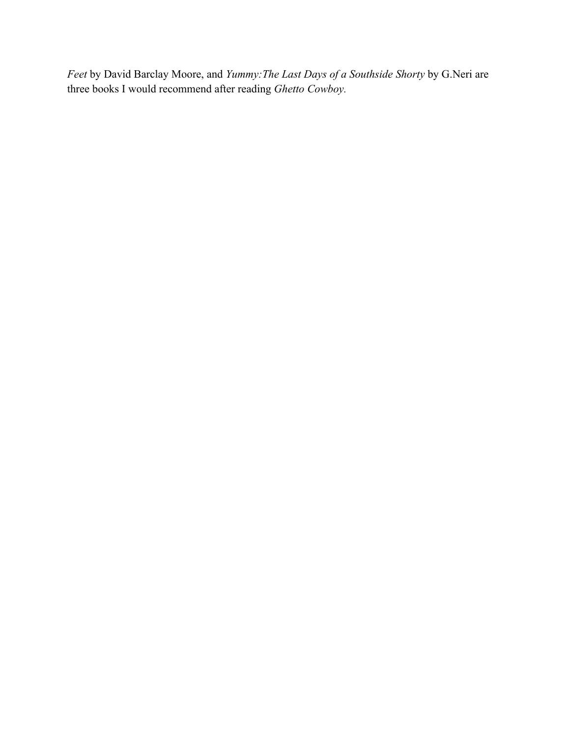*Feet* by David Barclay Moore, and *Yummy:The Last Days of a Southside Shorty* by G.Neri are three books I would recommend after reading *Ghetto Cowboy.*